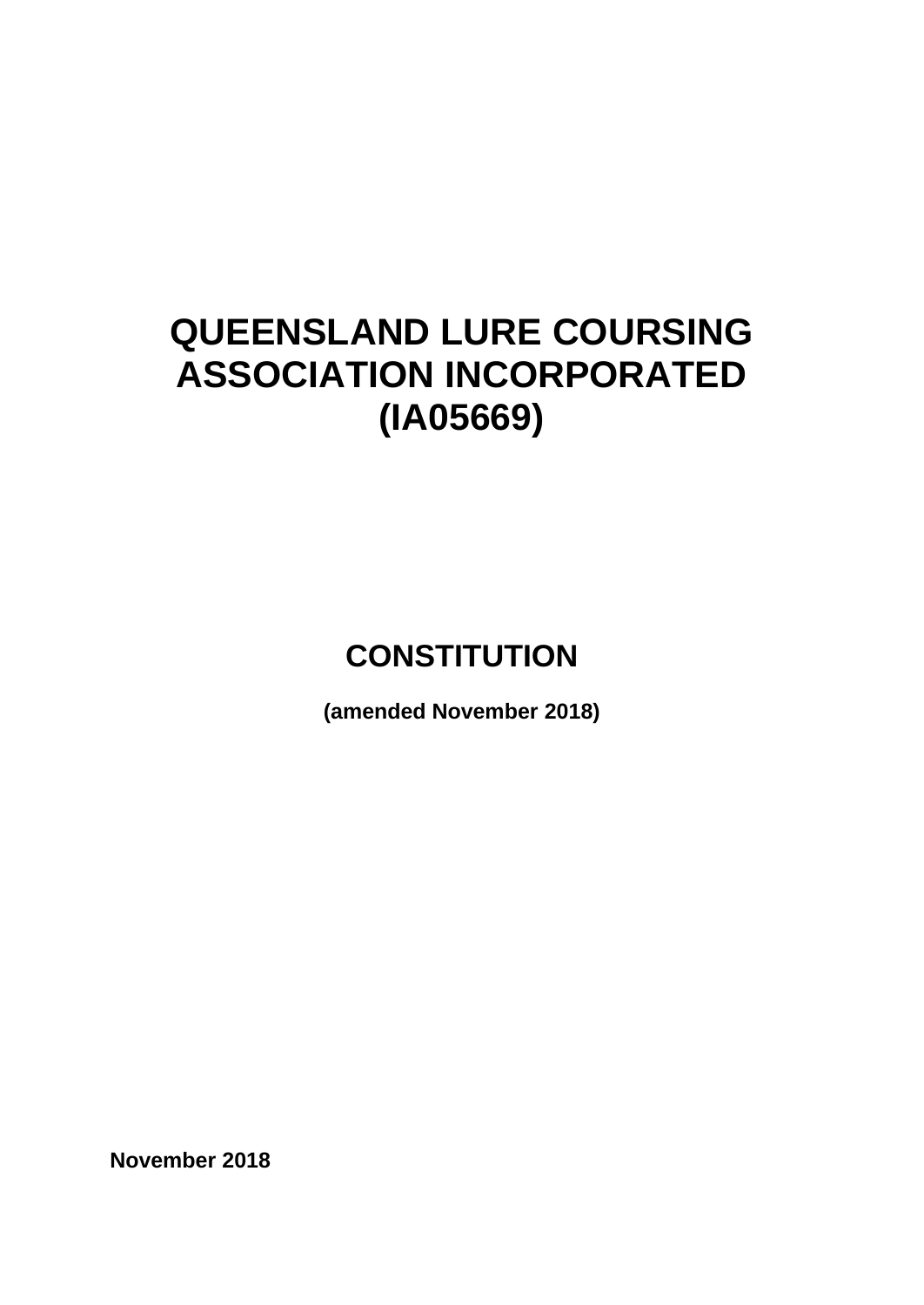# QUEENSLAND LURE COURSING ASSOCIATION INCORPORATED (IA05669)

## CONSTITUTION

**(amended November 2018)**

**November 2018**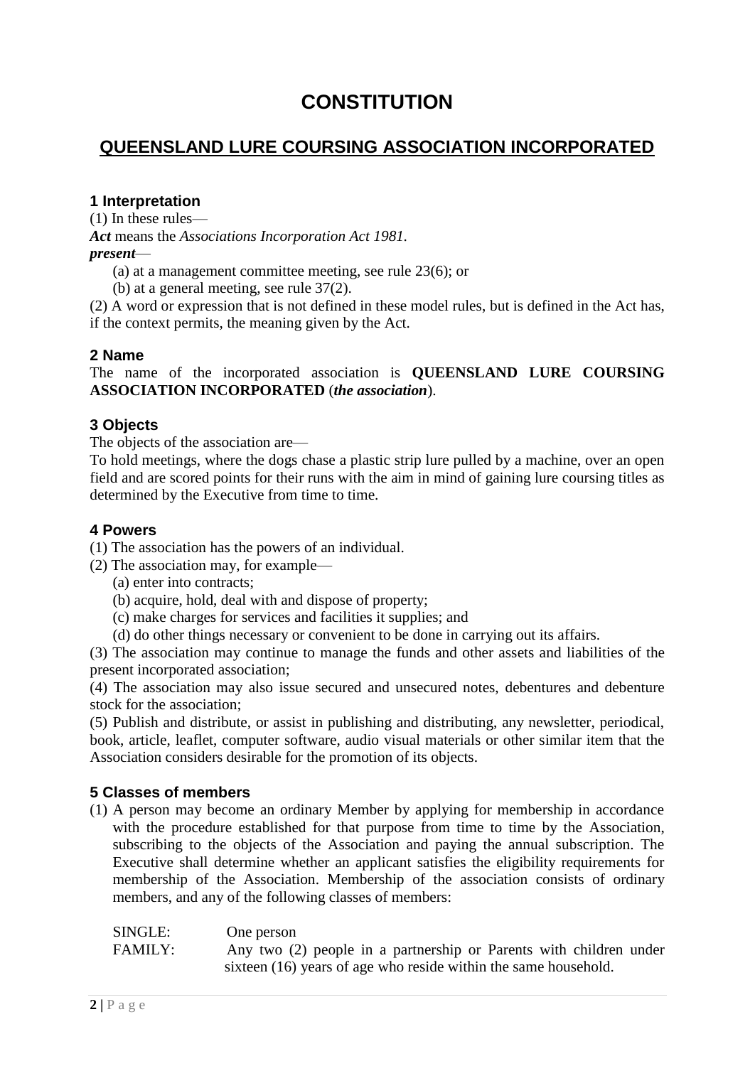# CONSTITUTION

## QUEENSLAND LURE COURSING ASSOCIATION INCORPORATED

### 1 Interpretation

(1) In these rules—

***Act*** means the *Associations Incorporation Act 1981*.

***present***—

(a) at a management committee meeting, see rule 23(6); or

(b) at a general meeting, see rule 37(2).

(2) A word or expression that is not defined in these model rules, but is defined in the Act has, if the context permits, the meaning given by the Act.

### 2 Name

The name of the incorporated association is **QUEENSLAND LURE COURSING ASSOCIATION INCORPORATED** (***the association***).

### 3 Objects

The objects of the association are—

To hold meetings, where the dogs chase a plastic strip lure pulled by a machine, over an open field and are scored points for their runs with the aim in mind of gaining lure coursing titles as determined by the Executive from time to time.

### 4 Powers

(1) The association has the powers of an individual.

(2) The association may, for example—

(a) enter into contracts;

(b) acquire, hold, deal with and dispose of property;

(c) make charges for services and facilities it supplies; and

(d) do other things necessary or convenient to be done in carrying out its affairs.

(3) The association may continue to manage the funds and other assets and liabilities of the present incorporated association;

(4) The association may also issue secured and unsecured notes, debentures and debenture stock for the association;

(5) Publish and distribute, or assist in publishing and distributing, any newsletter, periodical, book, article, leaflet, computer software, audio visual materials or other similar item that the Association considers desirable for the promotion of its objects.

### 5 Classes of members

(1) A person may become an ordinary Member by applying for membership in accordance with the procedure established for that purpose from time to time by the Association, subscribing to the objects of the Association and paying the annual subscription. The Executive shall determine whether an applicant satisfies the eligibility requirements for membership of the Association. Membership of the association consists of ordinary members, and any of the following classes of members:

SINGLE: One person

FAMILY: Any two (2) people in a partnership or Parents with children under sixteen (16) years of age who reside within the same household.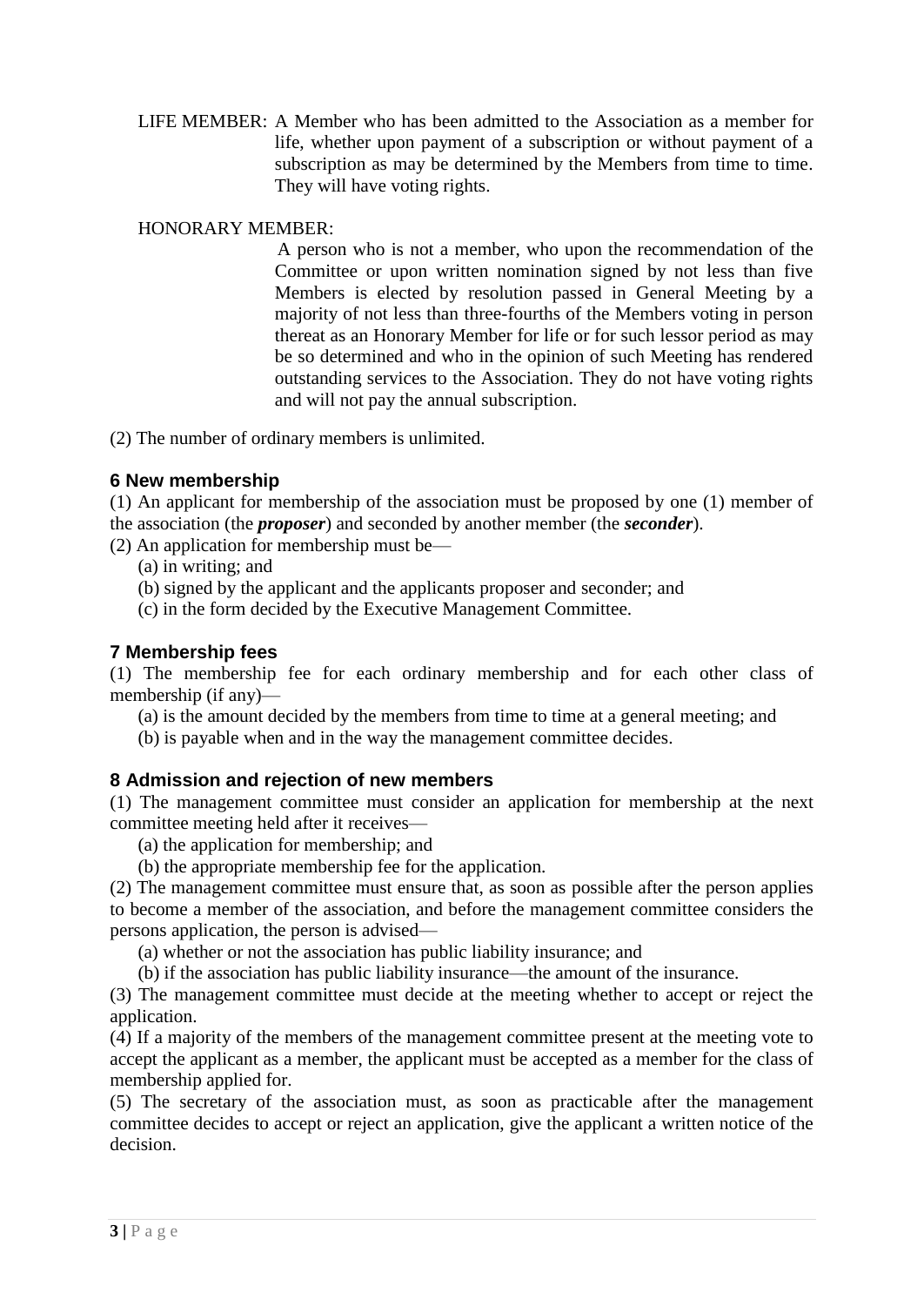LIFE MEMBER: A Member who has been admitted to the Association as a member for life, whether upon payment of a subscription or without payment of a subscription as may be determined by the Members from time to time. They will have voting rights.

HONORARY MEMBER: A person who is not a member, who upon the recommendation of the Committee or upon written nomination signed by not less than five Members is elected by resolution passed in General Meeting by a majority of not less than three-fourths of the Members voting in person thereat as an Honorary Member for life or for such lessor period as may be so determined and who in the opinion of such Meeting has rendered outstanding services to the Association. They do not have voting rights and will not pay the annual subscription.

(2) The number of ordinary members is unlimited.

### 6 New membership

(1) An applicant for membership of the association must be proposed by one (1) member of the association (the ***proposer***) and seconded by another member (the ***seconder***).

(2) An application for membership must be—

(a) in writing; and

(b) signed by the applicant and the applicants proposer and seconder; and

(c) in the form decided by the Executive Management Committee.

### 7 Membership fees

(1) The membership fee for each ordinary membership and for each other class of membership (if any)—

(a) is the amount decided by the members from time to time at a general meeting; and

(b) is payable when and in the way the management committee decides.

### 8 Admission and rejection of new members

(1) The management committee must consider an application for membership at the next committee meeting held after it receives—

(a) the application for membership; and

(b) the appropriate membership fee for the application.

(2) The management committee must ensure that, as soon as possible after the person applies to become a member of the association, and before the management committee considers the persons application, the person is advised—

(a) whether or not the association has public liability insurance; and

(b) if the association has public liability insurance—the amount of the insurance.

(3) The management committee must decide at the meeting whether to accept or reject the application.

(4) If a majority of the members of the management committee present at the meeting vote to accept the applicant as a member, the applicant must be accepted as a member for the class of membership applied for.

(5) The secretary of the association must, as soon as practicable after the management committee decides to accept or reject an application, give the applicant a written notice of the decision.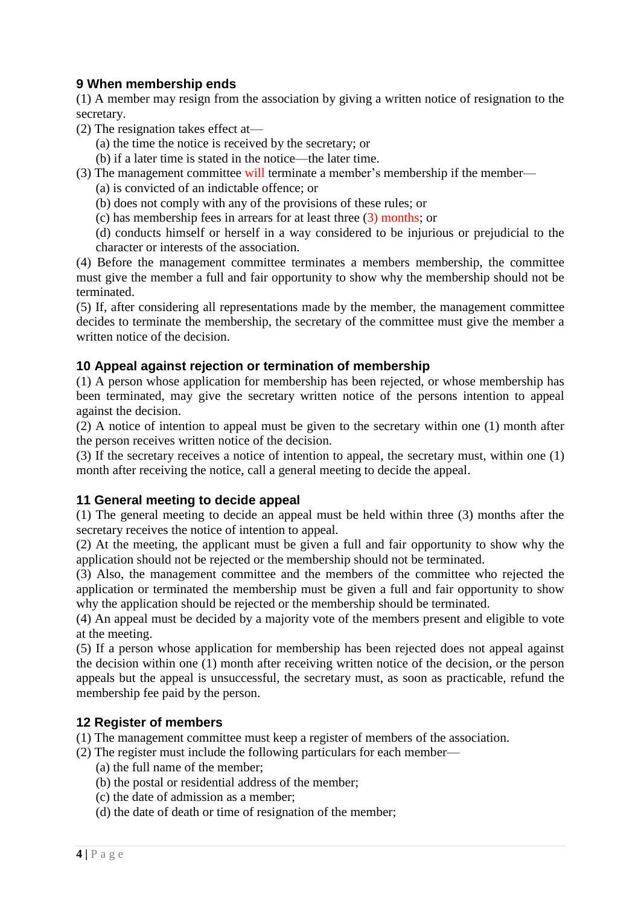### 9 When membership ends

(1) A member may resign from the association by giving a written notice of resignation to the secretary.

(2) The resignation takes effect at—

(a) the time the notice is received by the secretary; or

(b) if a later time is stated in the notice—the later time.

(3) The management committee will terminate a member's membership if the member—

(a) is convicted of an indictable offence; or

(b) does not comply with any of the provisions of these rules; or

(c) has membership fees in arrears for at least three (3) months; or

(d) conducts himself or herself in a way considered to be injurious or prejudicial to the character or interests of the association.

(4) Before the management committee terminates a members membership, the committee must give the member a full and fair opportunity to show why the membership should not be terminated.

(5) If, after considering all representations made by the member, the management committee decides to terminate the membership, the secretary of the committee must give the member a written notice of the decision.

### 10 Appeal against rejection or termination of membership

(1) A person whose application for membership has been rejected, or whose membership has been terminated, may give the secretary written notice of the persons intention to appeal against the decision.

(2) A notice of intention to appeal must be given to the secretary within one (1) month after the person receives written notice of the decision.

(3) If the secretary receives a notice of intention to appeal, the secretary must, within one (1) month after receiving the notice, call a general meeting to decide the appeal.

### 11 General meeting to decide appeal

(1) The general meeting to decide an appeal must be held within three (3) months after the secretary receives the notice of intention to appeal.

(2) At the meeting, the applicant must be given a full and fair opportunity to show why the application should not be rejected or the membership should not be terminated.

(3) Also, the management committee and the members of the committee who rejected the application or terminated the membership must be given a full and fair opportunity to show why the application should be rejected or the membership should be terminated.

(4) An appeal must be decided by a majority vote of the members present and eligible to vote at the meeting.

(5) If a person whose application for membership has been rejected does not appeal against the decision within one (1) month after receiving written notice of the decision, or the person appeals but the appeal is unsuccessful, the secretary must, as soon as practicable, refund the membership fee paid by the person.

### 12 Register of members

(1) The management committee must keep a register of members of the association.

(2) The register must include the following particulars for each member—

(a) the full name of the member;

(b) the postal or residential address of the member;

(c) the date of admission as a member;

(d) the date of death or time of resignation of the member;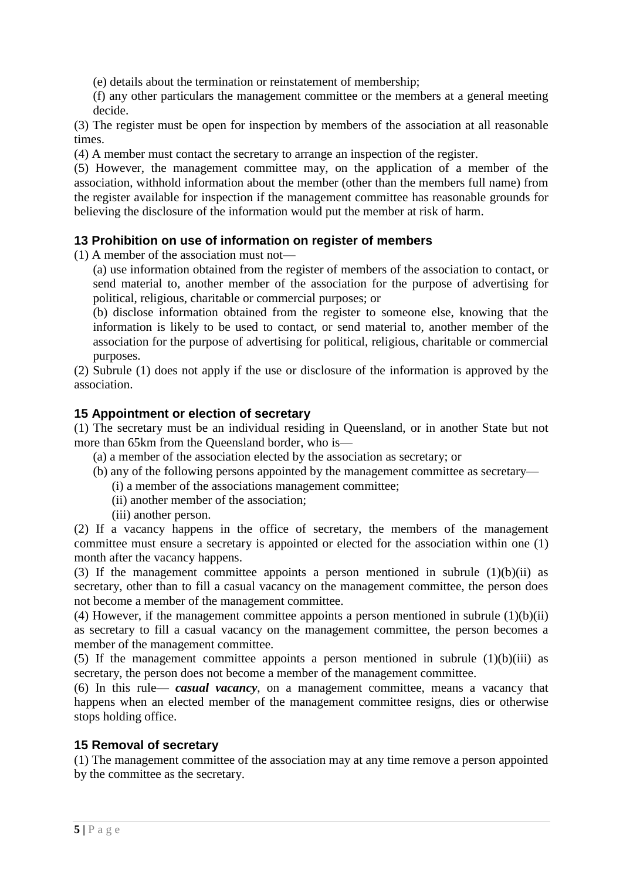(e) details about the termination or reinstatement of membership;

(f) any other particulars the management committee or the members at a general meeting decide.

(3) The register must be open for inspection by members of the association at all reasonable times.

(4) A member must contact the secretary to arrange an inspection of the register.

(5) However, the management committee may, on the application of a member of the association, withhold information about the member (other than the members full name) from the register available for inspection if the management committee has reasonable grounds for believing the disclosure of the information would put the member at risk of harm.

### 13 Prohibition on use of information on register of members

(1) A member of the association must not—

(a) use information obtained from the register of members of the association to contact, or send material to, another member of the association for the purpose of advertising for political, religious, charitable or commercial purposes; or

(b) disclose information obtained from the register to someone else, knowing that the information is likely to be used to contact, or send material to, another member of the association for the purpose of advertising for political, religious, charitable or commercial purposes.

(2) Subrule (1) does not apply if the use or disclosure of the information is approved by the association.

### 15 Appointment or election of secretary

(1) The secretary must be an individual residing in Queensland, or in another State but not more than 65km from the Queensland border, who is—

(a) a member of the association elected by the association as secretary; or

(b) any of the following persons appointed by the management committee as secretary—

(i) a member of the associations management committee;

(ii) another member of the association;

(iii) another person.

(2) If a vacancy happens in the office of secretary, the members of the management committee must ensure a secretary is appointed or elected for the association within one (1) month after the vacancy happens.

(3) If the management committee appoints a person mentioned in subrule (1)(b)(ii) as secretary, other than to fill a casual vacancy on the management committee, the person does not become a member of the management committee.

(4) However, if the management committee appoints a person mentioned in subrule (1)(b)(ii) as secretary to fill a casual vacancy on the management committee, the person becomes a member of the management committee.

(5) If the management committee appoints a person mentioned in subrule (1)(b)(iii) as secretary, the person does not become a member of the management committee.

(6) In this rule— ***casual vacancy***, on a management committee, means a vacancy that happens when an elected member of the management committee resigns, dies or otherwise stops holding office.

### 15 Removal of secretary

(1) The management committee of the association may at any time remove a person appointed by the committee as the secretary.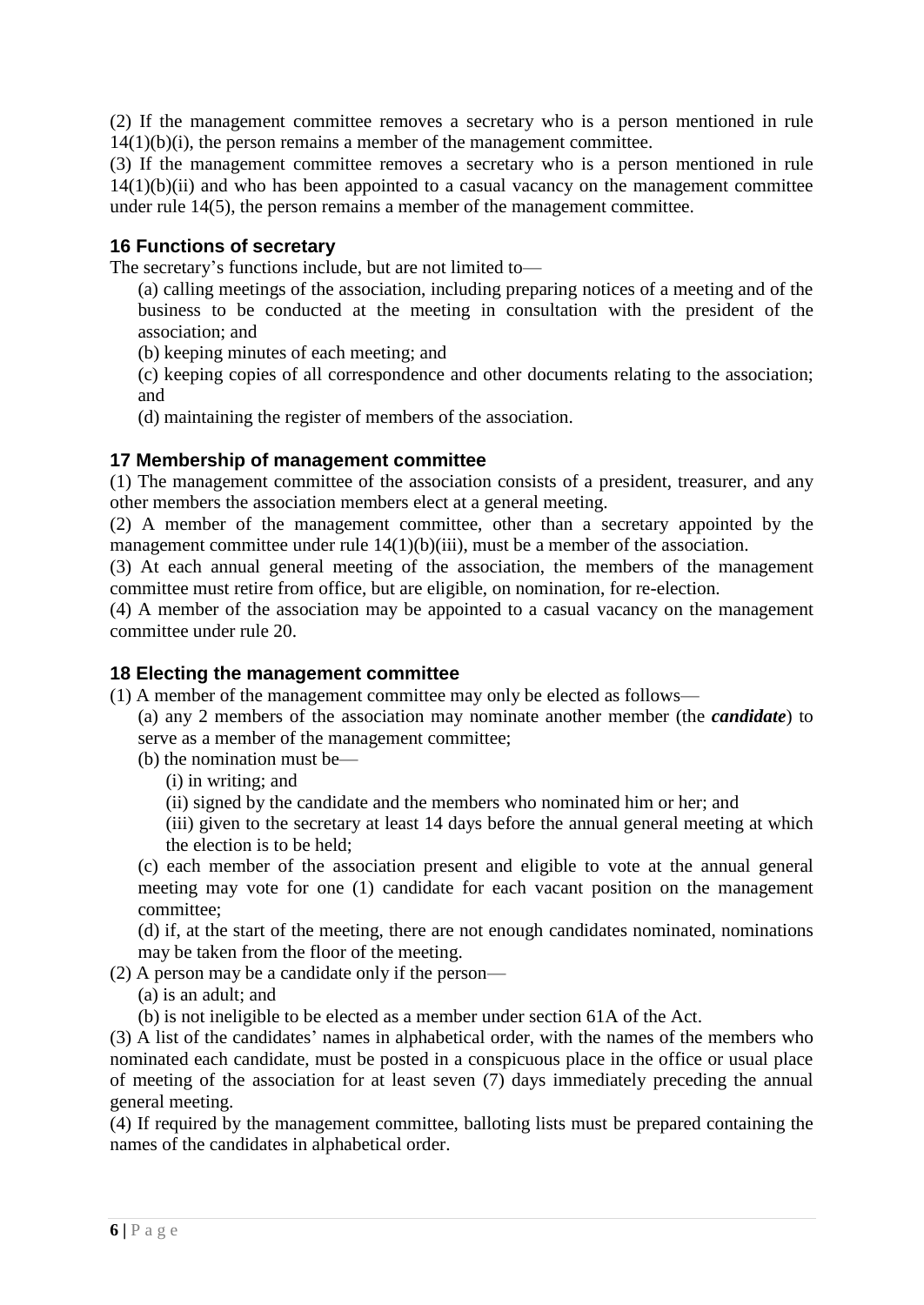(2) If the management committee removes a secretary who is a person mentioned in rule 14(1)(b)(i), the person remains a member of the management committee.

(3) If the management committee removes a secretary who is a person mentioned in rule 14(1)(b)(ii) and who has been appointed to a casual vacancy on the management committee under rule 14(5), the person remains a member of the management committee.

### 16 Functions of secretary

The secretary's functions include, but are not limited to—

(a) calling meetings of the association, including preparing notices of a meeting and of the business to be conducted at the meeting in consultation with the president of the association; and

(b) keeping minutes of each meeting; and

(c) keeping copies of all correspondence and other documents relating to the association; and

(d) maintaining the register of members of the association.

### 17 Membership of management committee

(1) The management committee of the association consists of a president, treasurer, and any other members the association members elect at a general meeting.

(2) A member of the management committee, other than a secretary appointed by the management committee under rule 14(1)(b)(iii), must be a member of the association.

(3) At each annual general meeting of the association, the members of the management committee must retire from office, but are eligible, on nomination, for re-election.

(4) A member of the association may be appointed to a casual vacancy on the management committee under rule 20.

### 18 Electing the management committee

(1) A member of the management committee may only be elected as follows—

(a) any 2 members of the association may nominate another member (the ***candidate***) to serve as a member of the management committee;

(b) the nomination must be—

(i) in writing; and

(ii) signed by the candidate and the members who nominated him or her; and

(iii) given to the secretary at least 14 days before the annual general meeting at which the election is to be held;

(c) each member of the association present and eligible to vote at the annual general meeting may vote for one (1) candidate for each vacant position on the management committee;

(d) if, at the start of the meeting, there are not enough candidates nominated, nominations may be taken from the floor of the meeting.

(2) A person may be a candidate only if the person—

(a) is an adult; and

(b) is not ineligible to be elected as a member under section 61A of the Act.

(3) A list of the candidates' names in alphabetical order, with the names of the members who nominated each candidate, must be posted in a conspicuous place in the office or usual place of meeting of the association for at least seven (7) days immediately preceding the annual general meeting.

(4) If required by the management committee, balloting lists must be prepared containing the names of the candidates in alphabetical order.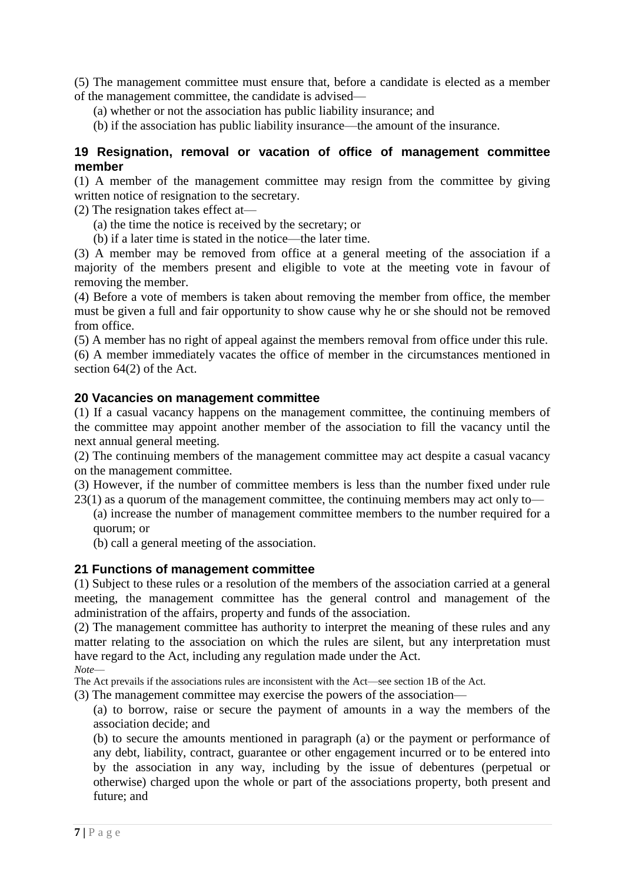(5) The management committee must ensure that, before a candidate is elected as a member of the management committee, the candidate is advised—

(a) whether or not the association has public liability insurance; and

(b) if the association has public liability insurance—the amount of the insurance.

### 19 Resignation, removal or vacation of office of management committee member

(1) A member of the management committee may resign from the committee by giving written notice of resignation to the secretary.

(2) The resignation takes effect at—

(a) the time the notice is received by the secretary; or

(b) if a later time is stated in the notice—the later time.

(3) A member may be removed from office at a general meeting of the association if a majority of the members present and eligible to vote at the meeting vote in favour of removing the member.

(4) Before a vote of members is taken about removing the member from office, the member must be given a full and fair opportunity to show cause why he or she should not be removed from office.

(5) A member has no right of appeal against the members removal from office under this rule.

(6) A member immediately vacates the office of member in the circumstances mentioned in section 64(2) of the Act.

### 20 Vacancies on management committee

(1) If a casual vacancy happens on the management committee, the continuing members of the committee may appoint another member of the association to fill the vacancy until the next annual general meeting.

(2) The continuing members of the management committee may act despite a casual vacancy on the management committee.

(3) However, if the number of committee members is less than the number fixed under rule 23(1) as a quorum of the management committee, the continuing members may act only to—

(a) increase the number of management committee members to the number required for a quorum; or

(b) call a general meeting of the association.

### 21 Functions of management committee

(1) Subject to these rules or a resolution of the members of the association carried at a general meeting, the management committee has the general control and management of the administration of the affairs, property and funds of the association.

(2) The management committee has authority to interpret the meaning of these rules and any matter relating to the association on which the rules are silent, but any interpretation must have regard to the Act, including any regulation made under the Act.

*Note*—

The Act prevails if the associations rules are inconsistent with the Act—see section 1B of the Act.

(3) The management committee may exercise the powers of the association—

(a) to borrow, raise or secure the payment of amounts in a way the members of the association decide; and

(b) to secure the amounts mentioned in paragraph (a) or the payment or performance of any debt, liability, contract, guarantee or other engagement incurred or to be entered into by the association in any way, including by the issue of debentures (perpetual or otherwise) charged upon the whole or part of the associations property, both present and future; and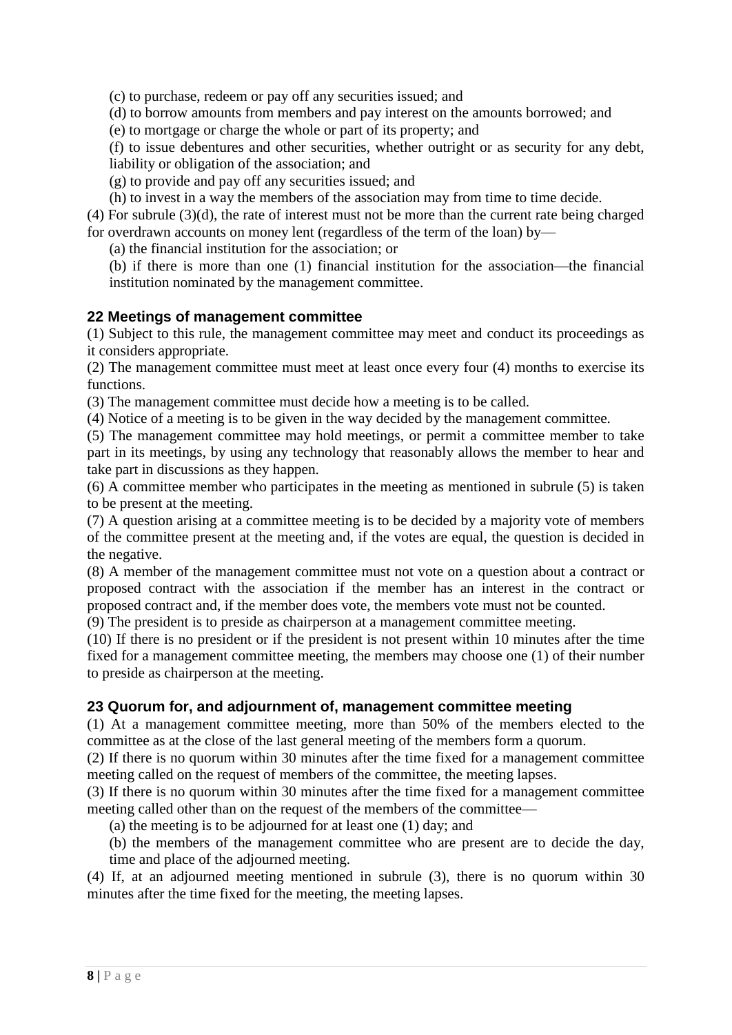(c) to purchase, redeem or pay off any securities issued; and

(d) to borrow amounts from members and pay interest on the amounts borrowed; and

(e) to mortgage or charge the whole or part of its property; and

(f) to issue debentures and other securities, whether outright or as security for any debt, liability or obligation of the association; and

(g) to provide and pay off any securities issued; and

(h) to invest in a way the members of the association may from time to time decide.

(4) For subrule (3)(d), the rate of interest must not be more than the current rate being charged for overdrawn accounts on money lent (regardless of the term of the loan) by—

(a) the financial institution for the association; or

(b) if there is more than one (1) financial institution for the association—the financial institution nominated by the management committee.

### 22 Meetings of management committee

(1) Subject to this rule, the management committee may meet and conduct its proceedings as it considers appropriate.

(2) The management committee must meet at least once every four (4) months to exercise its functions.

(3) The management committee must decide how a meeting is to be called.

(4) Notice of a meeting is to be given in the way decided by the management committee.

(5) The management committee may hold meetings, or permit a committee member to take part in its meetings, by using any technology that reasonably allows the member to hear and take part in discussions as they happen.

(6) A committee member who participates in the meeting as mentioned in subrule (5) is taken to be present at the meeting.

(7) A question arising at a committee meeting is to be decided by a majority vote of members of the committee present at the meeting and, if the votes are equal, the question is decided in the negative.

(8) A member of the management committee must not vote on a question about a contract or proposed contract with the association if the member has an interest in the contract or proposed contract and, if the member does vote, the members vote must not be counted.

(9) The president is to preside as chairperson at a management committee meeting.

(10) If there is no president or if the president is not present within 10 minutes after the time fixed for a management committee meeting, the members may choose one (1) of their number to preside as chairperson at the meeting.

### 23 Quorum for, and adjournment of, management committee meeting

(1) At a management committee meeting, more than 50% of the members elected to the committee as at the close of the last general meeting of the members form a quorum.

(2) If there is no quorum within 30 minutes after the time fixed for a management committee meeting called on the request of members of the committee, the meeting lapses.

(3) If there is no quorum within 30 minutes after the time fixed for a management committee meeting called other than on the request of the members of the committee—

(a) the meeting is to be adjourned for at least one (1) day; and

(b) the members of the management committee who are present are to decide the day, time and place of the adjourned meeting.

(4) If, at an adjourned meeting mentioned in subrule (3), there is no quorum within 30 minutes after the time fixed for the meeting, the meeting lapses.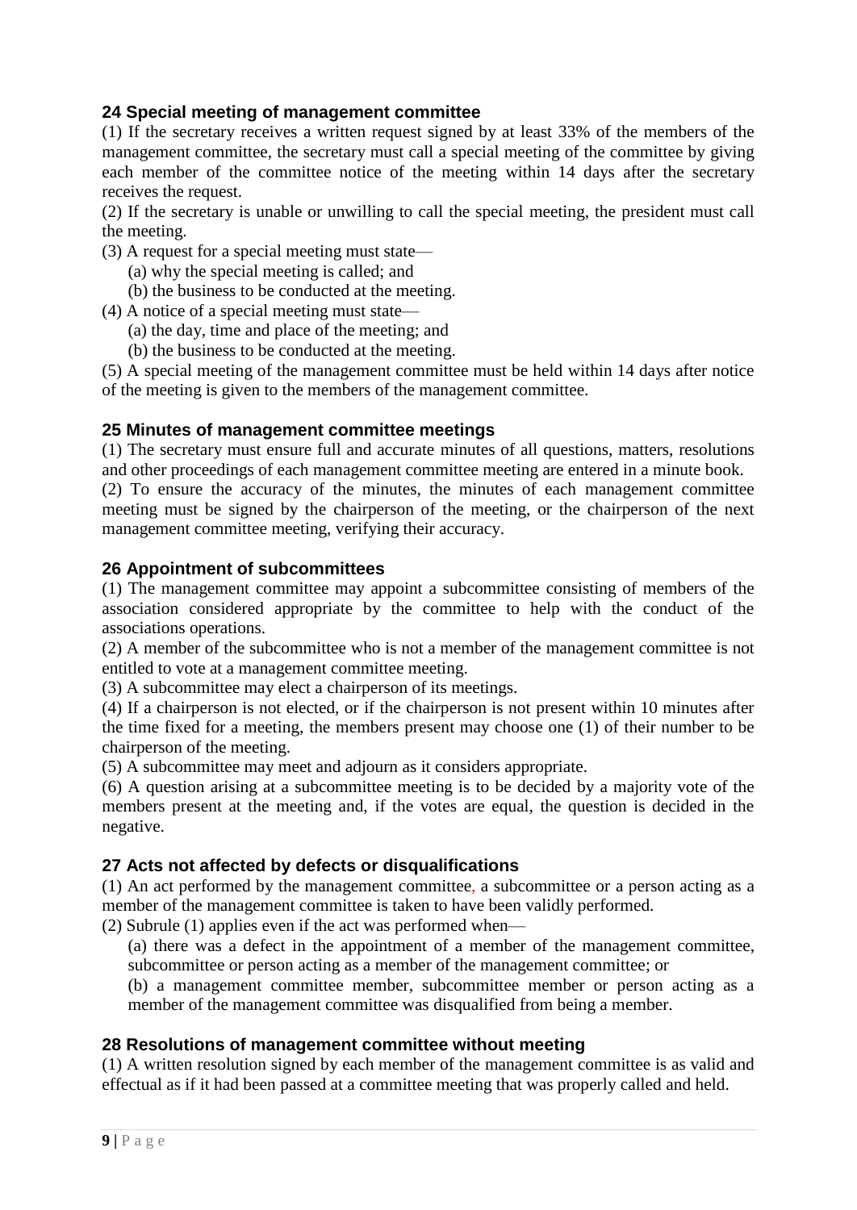### 24 Special meeting of management committee

(1) If the secretary receives a written request signed by at least 33% of the members of the management committee, the secretary must call a special meeting of the committee by giving each member of the committee notice of the meeting within 14 days after the secretary receives the request.

(2) If the secretary is unable or unwilling to call the special meeting, the president must call the meeting.

(3) A request for a special meeting must state—

(a) why the special meeting is called; and

(b) the business to be conducted at the meeting.

(4) A notice of a special meeting must state—

(a) the day, time and place of the meeting; and

(b) the business to be conducted at the meeting.

(5) A special meeting of the management committee must be held within 14 days after notice of the meeting is given to the members of the management committee.

### 25 Minutes of management committee meetings

(1) The secretary must ensure full and accurate minutes of all questions, matters, resolutions and other proceedings of each management committee meeting are entered in a minute book.

(2) To ensure the accuracy of the minutes, the minutes of each management committee meeting must be signed by the chairperson of the meeting, or the chairperson of the next management committee meeting, verifying their accuracy.

### 26 Appointment of subcommittees

(1) The management committee may appoint a subcommittee consisting of members of the association considered appropriate by the committee to help with the conduct of the associations operations.

(2) A member of the subcommittee who is not a member of the management committee is not entitled to vote at a management committee meeting.

(3) A subcommittee may elect a chairperson of its meetings.

(4) If a chairperson is not elected, or if the chairperson is not present within 10 minutes after the time fixed for a meeting, the members present may choose one (1) of their number to be chairperson of the meeting.

(5) A subcommittee may meet and adjourn as it considers appropriate.

(6) A question arising at a subcommittee meeting is to be decided by a majority vote of the members present at the meeting and, if the votes are equal, the question is decided in the negative.

### 27 Acts not affected by defects or disqualifications

(1) An act performed by the management committee, a subcommittee or a person acting as a member of the management committee is taken to have been validly performed.

(2) Subrule (1) applies even if the act was performed when—

(a) there was a defect in the appointment of a member of the management committee, subcommittee or person acting as a member of the management committee; or

(b) a management committee member, subcommittee member or person acting as a member of the management committee was disqualified from being a member.

### 28 Resolutions of management committee without meeting

(1) A written resolution signed by each member of the management committee is as valid and effectual as if it had been passed at a committee meeting that was properly called and held.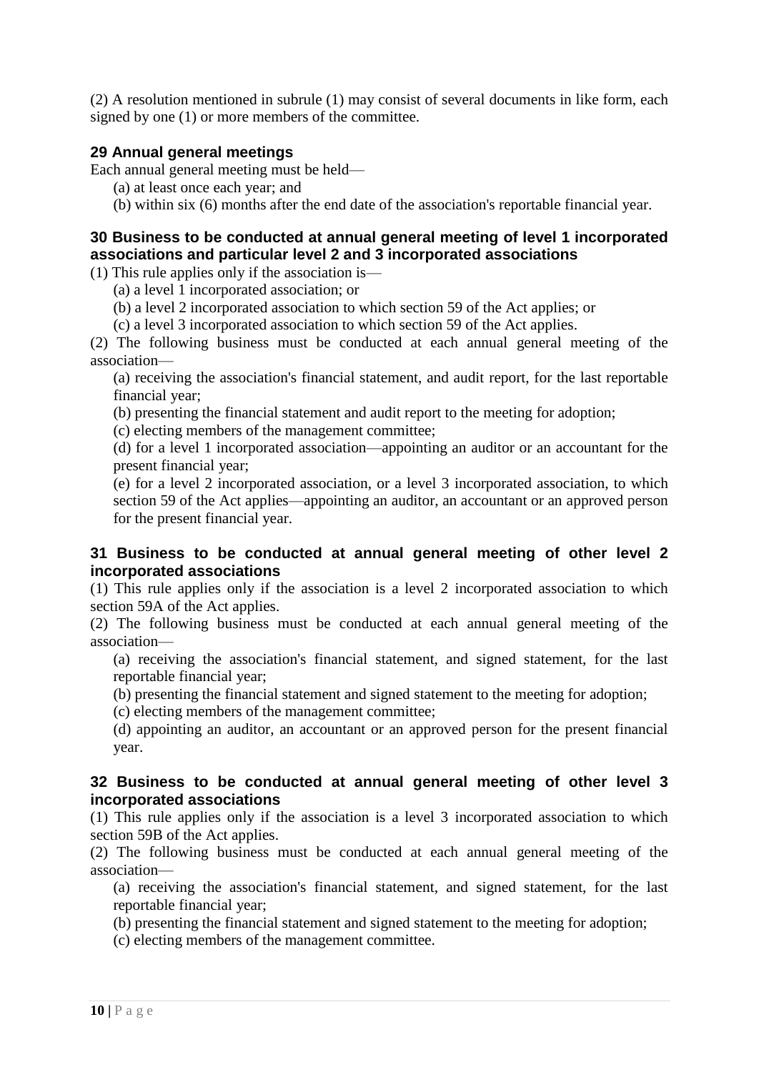(2) A resolution mentioned in subrule (1) may consist of several documents in like form, each signed by one (1) or more members of the committee.

### 29 Annual general meetings

Each annual general meeting must be held—

(a) at least once each year; and

(b) within six (6) months after the end date of the association's reportable financial year.

### 30 Business to be conducted at annual general meeting of level 1 incorporated associations and particular level 2 and 3 incorporated associations

(1) This rule applies only if the association is—

(a) a level 1 incorporated association; or

(b) a level 2 incorporated association to which section 59 of the Act applies; or

(c) a level 3 incorporated association to which section 59 of the Act applies.

(2) The following business must be conducted at each annual general meeting of the association—

(a) receiving the association's financial statement, and audit report, for the last reportable financial year;

(b) presenting the financial statement and audit report to the meeting for adoption;

(c) electing members of the management committee;

(d) for a level 1 incorporated association—appointing an auditor or an accountant for the present financial year;

(e) for a level 2 incorporated association, or a level 3 incorporated association, to which section 59 of the Act applies—appointing an auditor, an accountant or an approved person for the present financial year.

### 31 Business to be conducted at annual general meeting of other level 2 incorporated associations

(1) This rule applies only if the association is a level 2 incorporated association to which section 59A of the Act applies.

(2) The following business must be conducted at each annual general meeting of the association—

(a) receiving the association's financial statement, and signed statement, for the last reportable financial year;

(b) presenting the financial statement and signed statement to the meeting for adoption;

(c) electing members of the management committee;

(d) appointing an auditor, an accountant or an approved person for the present financial year.

### 32 Business to be conducted at annual general meeting of other level 3 incorporated associations

(1) This rule applies only if the association is a level 3 incorporated association to which section 59B of the Act applies.

(2) The following business must be conducted at each annual general meeting of the association—

(a) receiving the association's financial statement, and signed statement, for the last reportable financial year;

(b) presenting the financial statement and signed statement to the meeting for adoption;

(c) electing members of the management committee.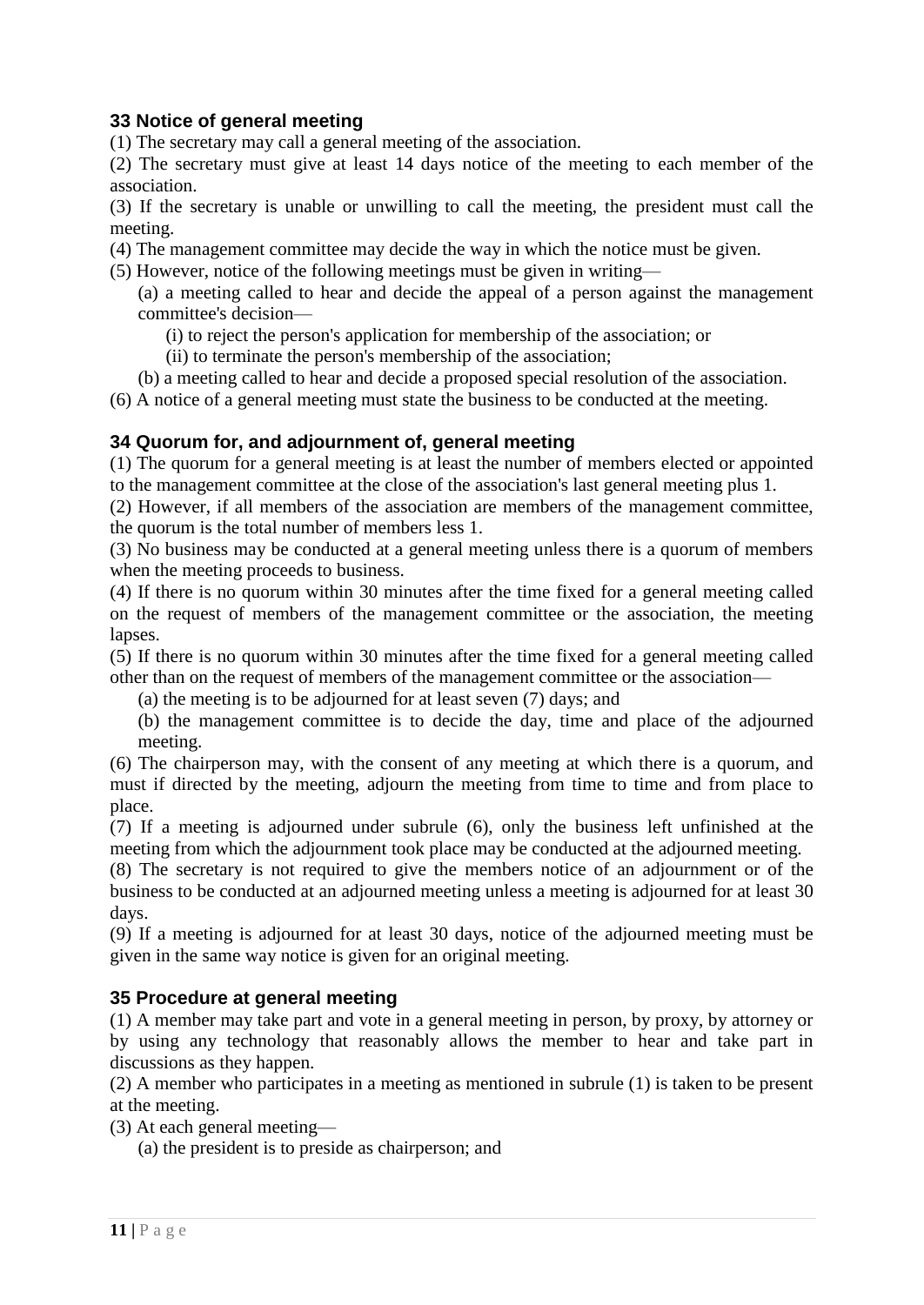### 33 Notice of general meeting

(1) The secretary may call a general meeting of the association.

(2) The secretary must give at least 14 days notice of the meeting to each member of the association.

(3) If the secretary is unable or unwilling to call the meeting, the president must call the meeting.

(4) The management committee may decide the way in which the notice must be given.

(5) However, notice of the following meetings must be given in writing—

(a) a meeting called to hear and decide the appeal of a person against the management committee's decision—

(i) to reject the person's application for membership of the association; or

(ii) to terminate the person's membership of the association;

(b) a meeting called to hear and decide a proposed special resolution of the association.

(6) A notice of a general meeting must state the business to be conducted at the meeting.

### 34 Quorum for, and adjournment of, general meeting

(1) The quorum for a general meeting is at least the number of members elected or appointed to the management committee at the close of the association's last general meeting plus 1.

(2) However, if all members of the association are members of the management committee, the quorum is the total number of members less 1.

(3) No business may be conducted at a general meeting unless there is a quorum of members when the meeting proceeds to business.

(4) If there is no quorum within 30 minutes after the time fixed for a general meeting called on the request of members of the management committee or the association, the meeting lapses.

(5) If there is no quorum within 30 minutes after the time fixed for a general meeting called other than on the request of members of the management committee or the association—

(a) the meeting is to be adjourned for at least seven (7) days; and

(b) the management committee is to decide the day, time and place of the adjourned meeting.

(6) The chairperson may, with the consent of any meeting at which there is a quorum, and must if directed by the meeting, adjourn the meeting from time to time and from place to place.

(7) If a meeting is adjourned under subrule (6), only the business left unfinished at the meeting from which the adjournment took place may be conducted at the adjourned meeting.

(8) The secretary is not required to give the members notice of an adjournment or of the business to be conducted at an adjourned meeting unless a meeting is adjourned for at least 30 days.

(9) If a meeting is adjourned for at least 30 days, notice of the adjourned meeting must be given in the same way notice is given for an original meeting.

### 35 Procedure at general meeting

(1) A member may take part and vote in a general meeting in person, by proxy, by attorney or by using any technology that reasonably allows the member to hear and take part in discussions as they happen.

(2) A member who participates in a meeting as mentioned in subrule (1) is taken to be present at the meeting.

(3) At each general meeting—

(a) the president is to preside as chairperson; and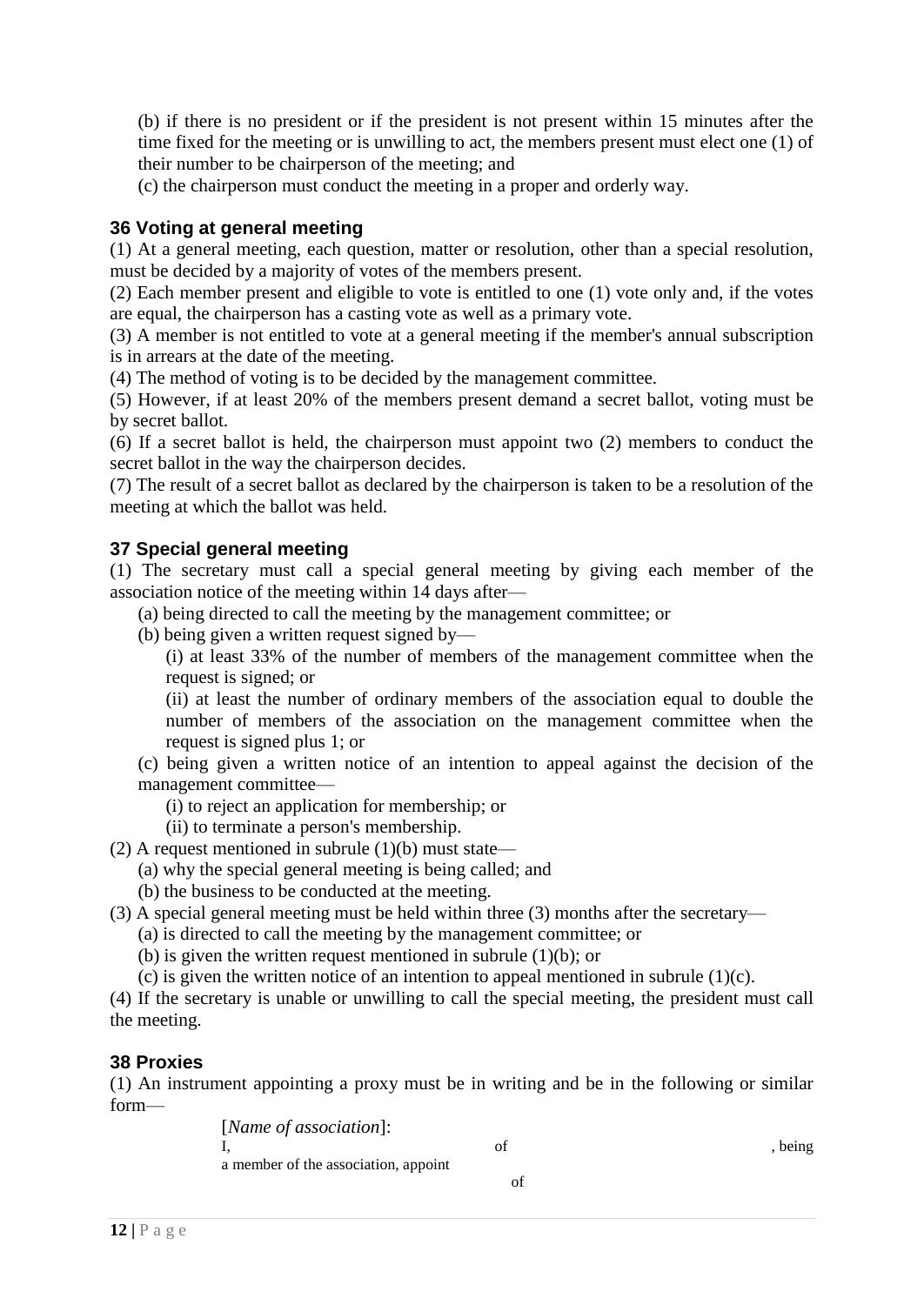(b) if there is no president or if the president is not present within 15 minutes after the time fixed for the meeting or is unwilling to act, the members present must elect one (1) of their number to be chairperson of the meeting; and

(c) the chairperson must conduct the meeting in a proper and orderly way.

### 36 Voting at general meeting

(1) At a general meeting, each question, matter or resolution, other than a special resolution, must be decided by a majority of votes of the members present.

(2) Each member present and eligible to vote is entitled to one (1) vote only and, if the votes are equal, the chairperson has a casting vote as well as a primary vote.

(3) A member is not entitled to vote at a general meeting if the member's annual subscription is in arrears at the date of the meeting.

(4) The method of voting is to be decided by the management committee.

(5) However, if at least 20% of the members present demand a secret ballot, voting must be by secret ballot.

(6) If a secret ballot is held, the chairperson must appoint two (2) members to conduct the secret ballot in the way the chairperson decides.

(7) The result of a secret ballot as declared by the chairperson is taken to be a resolution of the meeting at which the ballot was held.

### 37 Special general meeting

(1) The secretary must call a special general meeting by giving each member of the association notice of the meeting within 14 days after—

(a) being directed to call the meeting by the management committee; or

(b) being given a written request signed by—

(i) at least 33% of the number of members of the management committee when the request is signed; or

(ii) at least the number of ordinary members of the association equal to double the number of members of the association on the management committee when the request is signed plus 1; or

(c) being given a written notice of an intention to appeal against the decision of the management committee—

(i) to reject an application for membership; or

(ii) to terminate a person's membership.

(2) A request mentioned in subrule (1)(b) must state—

(a) why the special general meeting is being called; and

(b) the business to be conducted at the meeting.

(3) A special general meeting must be held within three (3) months after the secretary—

(a) is directed to call the meeting by the management committee; or

(b) is given the written request mentioned in subrule (1)(b); or

(c) is given the written notice of an intention to appeal mentioned in subrule (1)(c).

(4) If the secretary is unable or unwilling to call the special meeting, the president must call the meeting.

### 38 Proxies

(1) An instrument appointing a proxy must be in writing and be in the following or similar form—

[*Name of association*]:

I, of , being a member of the association, appoint

of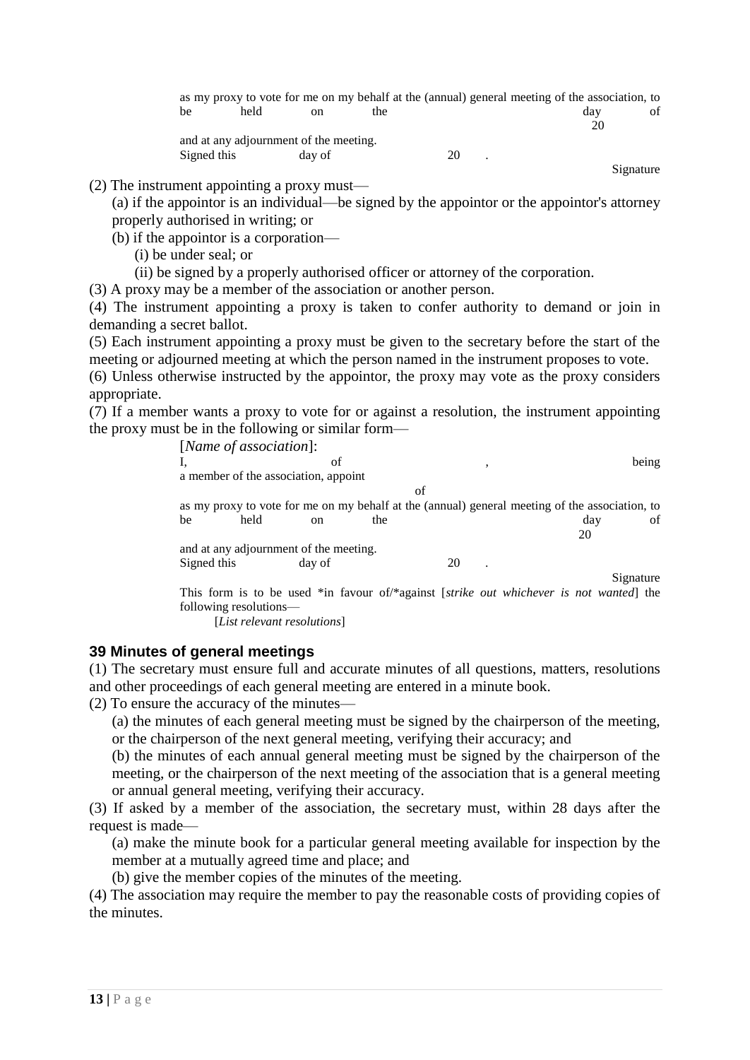as my proxy to vote for me on my behalf at the (annual) general meeting of the association, to be held on the day of 20

and at any adjournment of the meeting.

Signed this day of 20 .

Signature

(2) The instrument appointing a proxy must—

(a) if the appointor is an individual—be signed by the appointor or the appointor's attorney properly authorised in writing; or

(b) if the appointor is a corporation—

(i) be under seal; or

(ii) be signed by a properly authorised officer or attorney of the corporation.

(3) A proxy may be a member of the association or another person.

(4) The instrument appointing a proxy is taken to confer authority to demand or join in demanding a secret ballot.

(5) Each instrument appointing a proxy must be given to the secretary before the start of the meeting or adjourned meeting at which the person named in the instrument proposes to vote.

(6) Unless otherwise instructed by the appointor, the proxy may vote as the proxy considers appropriate.

(7) If a member wants a proxy to vote for or against a resolution, the instrument appointing the proxy must be in the following or similar form—

[*Name of association*]:

I, of , being a member of the association, appoint

of

as my proxy to vote for me on my behalf at the (annual) general meeting of the association, to be held on the day of 20

and at any adjournment of the meeting.

Signed this day of 20 .

Signature

This form is to be used *in favour of/*against [*strike out whichever is not wanted*] the following resolutions—

[*List relevant resolutions*]

## 39 Minutes of general meetings

(1) The secretary must ensure full and accurate minutes of all questions, matters, resolutions and other proceedings of each general meeting are entered in a minute book.

(2) To ensure the accuracy of the minutes—

(a) the minutes of each general meeting must be signed by the chairperson of the meeting, or the chairperson of the next general meeting, verifying their accuracy; and

(b) the minutes of each annual general meeting must be signed by the chairperson of the meeting, or the chairperson of the next meeting of the association that is a general meeting or annual general meeting, verifying their accuracy.

(3) If asked by a member of the association, the secretary must, within 28 days after the request is made—

(a) make the minute book for a particular general meeting available for inspection by the member at a mutually agreed time and place; and

(b) give the member copies of the minutes of the meeting.

(4) The association may require the member to pay the reasonable costs of providing copies of the minutes.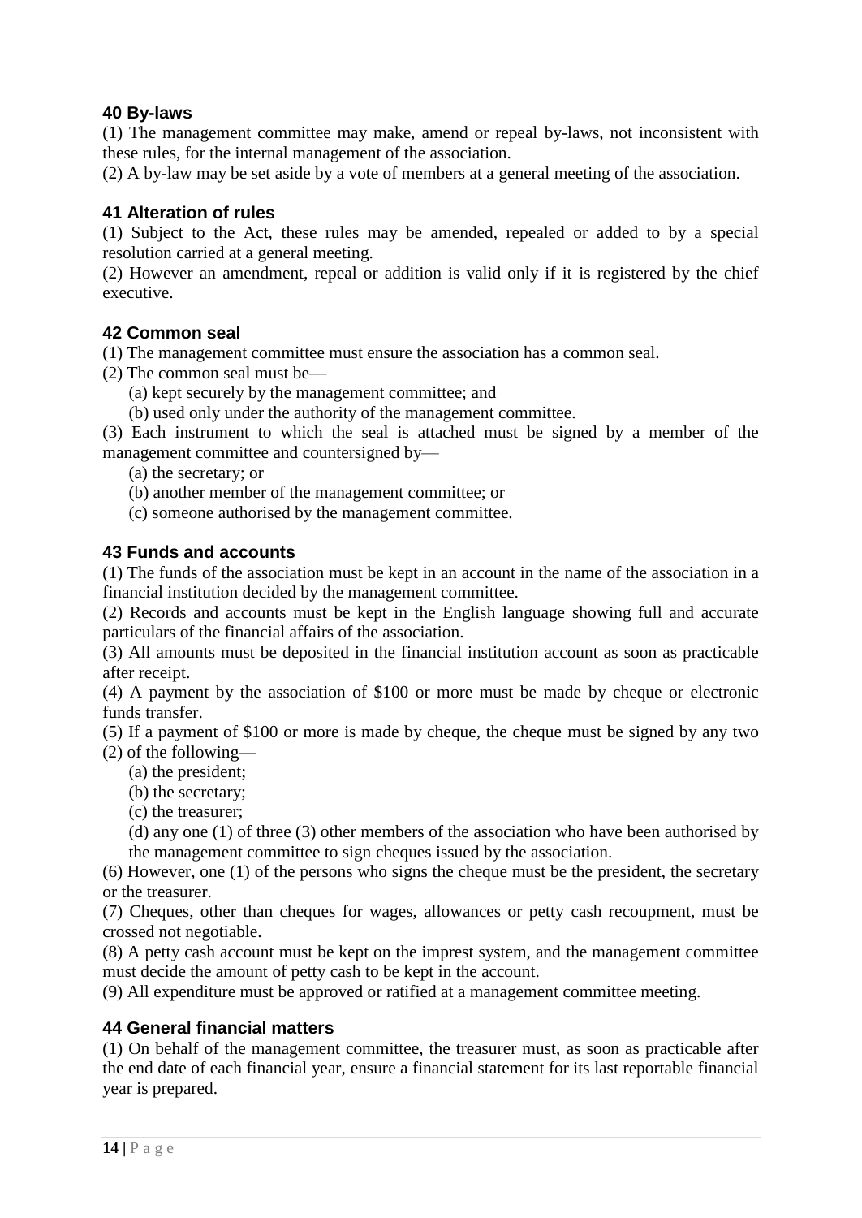### 40 By-laws

(1) The management committee may make, amend or repeal by-laws, not inconsistent with these rules, for the internal management of the association.

(2) A by-law may be set aside by a vote of members at a general meeting of the association.

### 41 Alteration of rules

(1) Subject to the Act, these rules may be amended, repealed or added to by a special resolution carried at a general meeting.

(2) However an amendment, repeal or addition is valid only if it is registered by the chief executive.

### 42 Common seal

(1) The management committee must ensure the association has a common seal.

(2) The common seal must be—

(a) kept securely by the management committee; and

(b) used only under the authority of the management committee.

(3) Each instrument to which the seal is attached must be signed by a member of the management committee and countersigned by—

(a) the secretary; or

(b) another member of the management committee; or

(c) someone authorised by the management committee.

### 43 Funds and accounts

(1) The funds of the association must be kept in an account in the name of the association in a financial institution decided by the management committee.

(2) Records and accounts must be kept in the English language showing full and accurate particulars of the financial affairs of the association.

(3) All amounts must be deposited in the financial institution account as soon as practicable after receipt.

(4) A payment by the association of $100 or more must be made by cheque or electronic funds transfer.

(5) If a payment of $100 or more is made by cheque, the cheque must be signed by any two (2) of the following—

(a) the president;

(b) the secretary;

(c) the treasurer;

(d) any one (1) of three (3) other members of the association who have been authorised by the management committee to sign cheques issued by the association.

(6) However, one (1) of the persons who signs the cheque must be the president, the secretary or the treasurer.

(7) Cheques, other than cheques for wages, allowances or petty cash recoupment, must be crossed not negotiable.

(8) A petty cash account must be kept on the imprest system, and the management committee must decide the amount of petty cash to be kept in the account.

(9) All expenditure must be approved or ratified at a management committee meeting.

### 44 General financial matters

(1) On behalf of the management committee, the treasurer must, as soon as practicable after the end date of each financial year, ensure a financial statement for its last reportable financial year is prepared.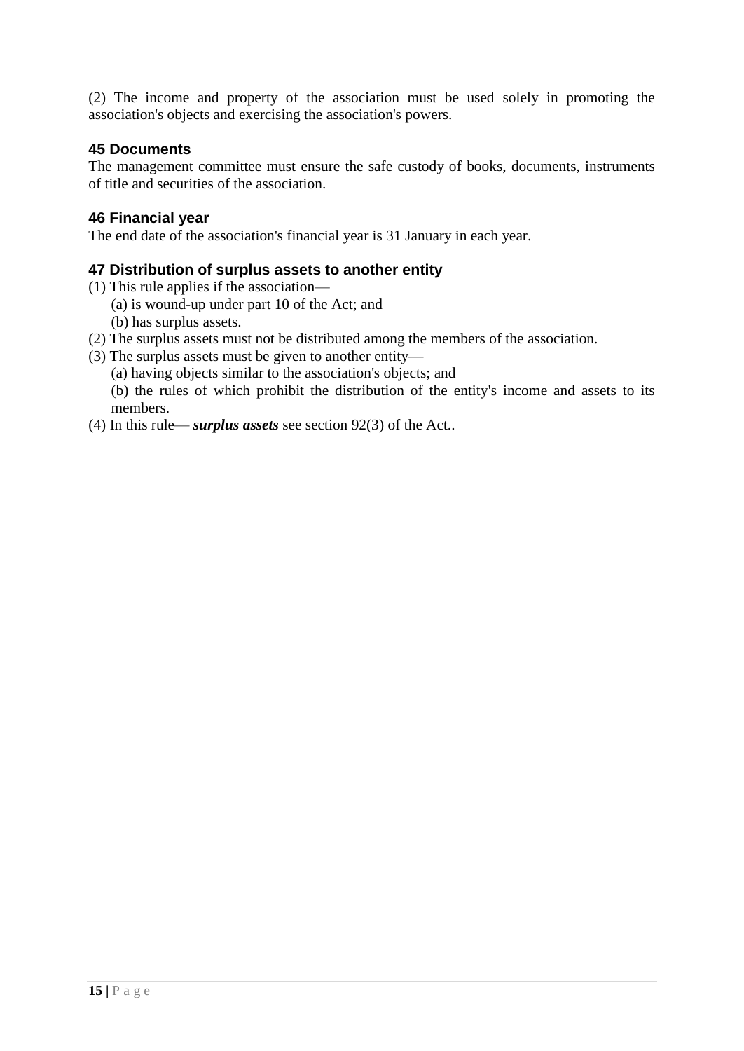(2) The income and property of the association must be used solely in promoting the association's objects and exercising the association's powers.

### 45 Documents

The management committee must ensure the safe custody of books, documents, instruments of title and securities of the association.

### 46 Financial year

The end date of the association's financial year is 31 January in each year.

### 47 Distribution of surplus assets to another entity

(1) This rule applies if the association—

(a) is wound-up under part 10 of the Act; and

(b) has surplus assets.

(2) The surplus assets must not be distributed among the members of the association.

(3) The surplus assets must be given to another entity—

(a) having objects similar to the association's objects; and

(b) the rules of which prohibit the distribution of the entity's income and assets to its members.

(4) In this rule— ***surplus assets*** see section 92(3) of the Act..